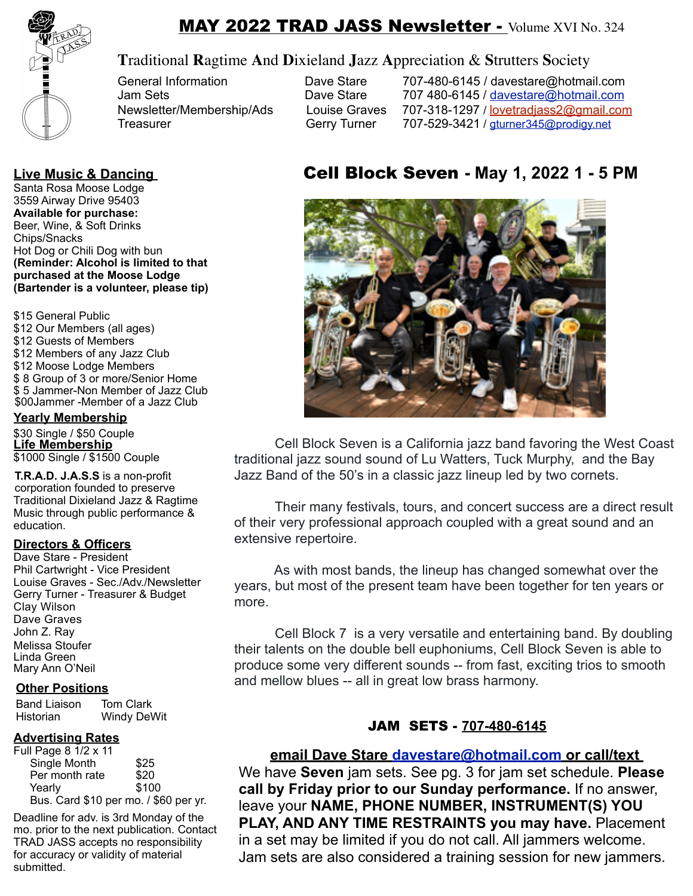# MAY 2022 TRAD JASS Newsletter - Volume XVI No. 324

**T**raditional **R**agtime **A**nd **D**ixieland **J**azz **A**ppreciation & **S**trutters **S**ociety

| | | |
|---|---|---|
| General Information | Dave Stare | 707-480-6145 / davestare@hotmail.com |
| Jam Sets | Dave Stare | 707 480-6145 / davestare@hotmail.com |
| Newsletter/Membership/Ads | Louise Graves | 707-318-1297 / lovetradjass2@gmail.com |
| Treasurer | Gerry Turner | 707-529-3421 / gturner345@prodigy.net |

## Live Music & Dancing

Santa Rosa Moose Lodge
3559 Airway Drive 95403

**Available for purchase:**
Beer, Wine, & Soft Drinks
Chips/Snacks
Hot Dog or Chili Dog with bun

**(Reminder: Alcohol is limited to that purchased at the Moose Lodge (Bartender is a volunteer, please tip)**

$15 General Public
$12 Our Members (all ages)
$12 Guests of Members
$12 Members of any Jazz Club
$12 Moose Lodge Members
$ 8 Group of 3 or more/Senior Home
$ 5 Jammer-Non Member of Jazz Club
$00Jammer -Member of a Jazz Club

## Yearly Membership

$30 Single / $50 Couple

## Life Membership

$1000 Single / $1500 Couple

**T.R.A.D. J.A.S.S** is a non-profit corporation founded to preserve Traditional Dixieland Jazz & Ragtime Music through public performance & education.

## Directors & Officers

Dave Stare - President
Phil Cartwright - Vice President
Louise Graves - Sec./Adv./Newsletter
Gerry Turner - Treasurer & Budget
Clay Wilson
Dave Graves
John Z. Ray
Melissa Stoufer
Linda Green
Mary Ann O'Neil

## Other Positions

| | |
|---|---|
| Band Liaison | Tom Clark |
| Historian | Windy DeWit |

## Advertising Rates

Full Page 8 1/2 x 11

| | |
|---|---|
| Single Month | $25 |
| Per month rate | $20 |
| Yearly | $100 |

Bus. Card $10 per mo. / $60 per yr.

Deadline for adv. is 3rd Monday of the mo. prior to the next publication. Contact TRAD JASS accepts no responsibility for accuracy or validity of material submitted.

## Cell Block Seven - May 1, 2022 1 - 5 PM

Cell Block Seven is a California jazz band favoring the West Coast traditional jazz sound sound of Lu Watters, Tuck Murphy, and the Bay Jazz Band of the 50's in a classic jazz lineup led by two cornets.

Their many festivals, tours, and concert success are a direct result of their very professional approach coupled with a great sound and an extensive repertoire.

As with most bands, the lineup has changed somewhat over the years, but most of the present team have been together for ten years or more.

Cell Block 7 is a very versatile and entertaining band. By doubling their talents on the double bell euphoniums, Cell Block Seven is able to produce some very different sounds -- from fast, exciting trios to smooth and mellow blues -- all in great low brass harmony.

### JAM SETS - 707-480-6145

**email Dave Stare davestare@hotmail.com or call/text**

We have **Seven** jam sets. See pg. 3 for jam set schedule. **Please call by Friday prior to our Sunday performance.** If no answer, leave your **NAME, PHONE NUMBER, INSTRUMENT(S) YOU PLAY, AND ANY TIME RESTRAINTS you may have.** Placement in a set may be limited if you do not call. All jammers welcome. Jam sets are also considered a training session for new jammers.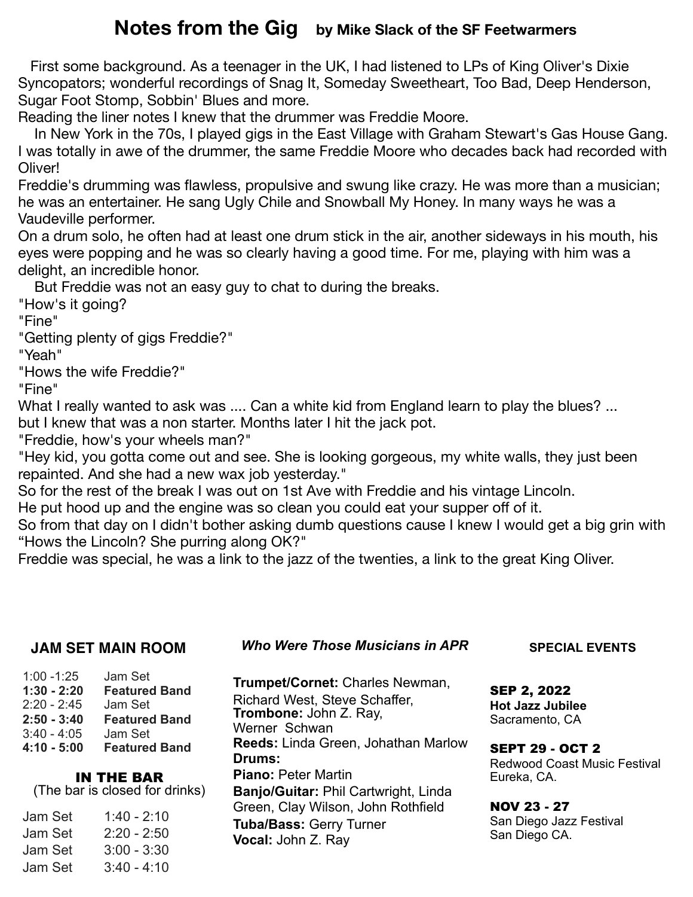# Notes from the Gig   by Mike Slack of the SF Feetwarmers

First some background. As a teenager in the UK, I had listened to LPs of King Oliver's Dixie Syncopators; wonderful recordings of Snag It, Someday Sweetheart, Too Bad, Deep Henderson, Sugar Foot Stomp, Sobbin' Blues and more.
Reading the liner notes I knew that the drummer was Freddie Moore.

In New York in the 70s, I played gigs in the East Village with Graham Stewart's Gas House Gang. I was totally in awe of the drummer, the same Freddie Moore who decades back had recorded with Oliver!
Freddie's drumming was flawless, propulsive and swung like crazy. He was more than a musician; he was an entertainer. He sang Ugly Chile and Snowball My Honey. In many ways he was a Vaudeville performer.
On a drum solo, he often had at least one drum stick in the air, another sideways in his mouth, his eyes were popping and he was so clearly having a good time. For me, playing with him was a delight, an incredible honor.

But Freddie was not an easy guy to chat to during the breaks.
"How's it going?
"Fine"
"Getting plenty of gigs Freddie?"
"Yeah"
"Hows the wife Freddie?"
"Fine"
What I really wanted to ask was .... Can a white kid from England learn to play the blues? ...
but I knew that was a non starter. Months later I hit the jack pot.
"Freddie, how's your wheels man?"
"Hey kid, you gotta come out and see. She is looking gorgeous, my white walls, they just been repainted. And she had a new wax job yesterday."
So for the rest of the break I was out on 1st Ave with Freddie and his vintage Lincoln.
He put hood up and the engine was so clean you could eat your supper off of it.
So from that day on I didn't bother asking dumb questions cause I knew I would get a big grin with "Hows the Lincoln? She purring along OK?"
Freddie was special, he was a link to the jazz of the twenties, a link to the great King Oliver.

### JAM SET MAIN ROOM

| | |
|---|---|
| 1:00 -1:25 | Jam Set |
| **1:30 - 2:20** | **Featured Band** |
| 2:20 - 2:45 | Jam Set |
| **2:50 - 3:40** | **Featured Band** |
| 3:40 - 4:05 | Jam Set |
| **4:10 - 5:00** | **Featured Band** |

### IN THE BAR
(The bar is closed for drinks)

| | |
|---|---|
| Jam Set | 1:40 - 2:10 |
| Jam Set | 2:20 - 2:50 |
| Jam Set | 3:00 - 3:30 |
| Jam Set | 3:40 - 4:10 |

### *Who Were Those Musicians in APR*

**Trumpet/Cornet:** Charles Newman, Richard West, Steve Schaffer,
**Trombone:** John Z. Ray, Werner Schwan
**Reeds:** Linda Green, Johathan Marlow
**Drums:**
**Piano:** Peter Martin
**Banjo/Guitar:** Phil Cartwright, Linda Green, Clay Wilson, John Rothfield
**Tuba/Bass:** Gerry Turner
**Vocal:** John Z. Ray

### SPECIAL EVENTS

**SEP 2, 2022**
**Hot Jazz Jubilee**
Sacramento, CA

**SEPT 29 - OCT 2**
Redwood Coast Music Festival
Eureka, CA.

**NOV 23 - 27**
San Diego Jazz Festival
San Diego CA.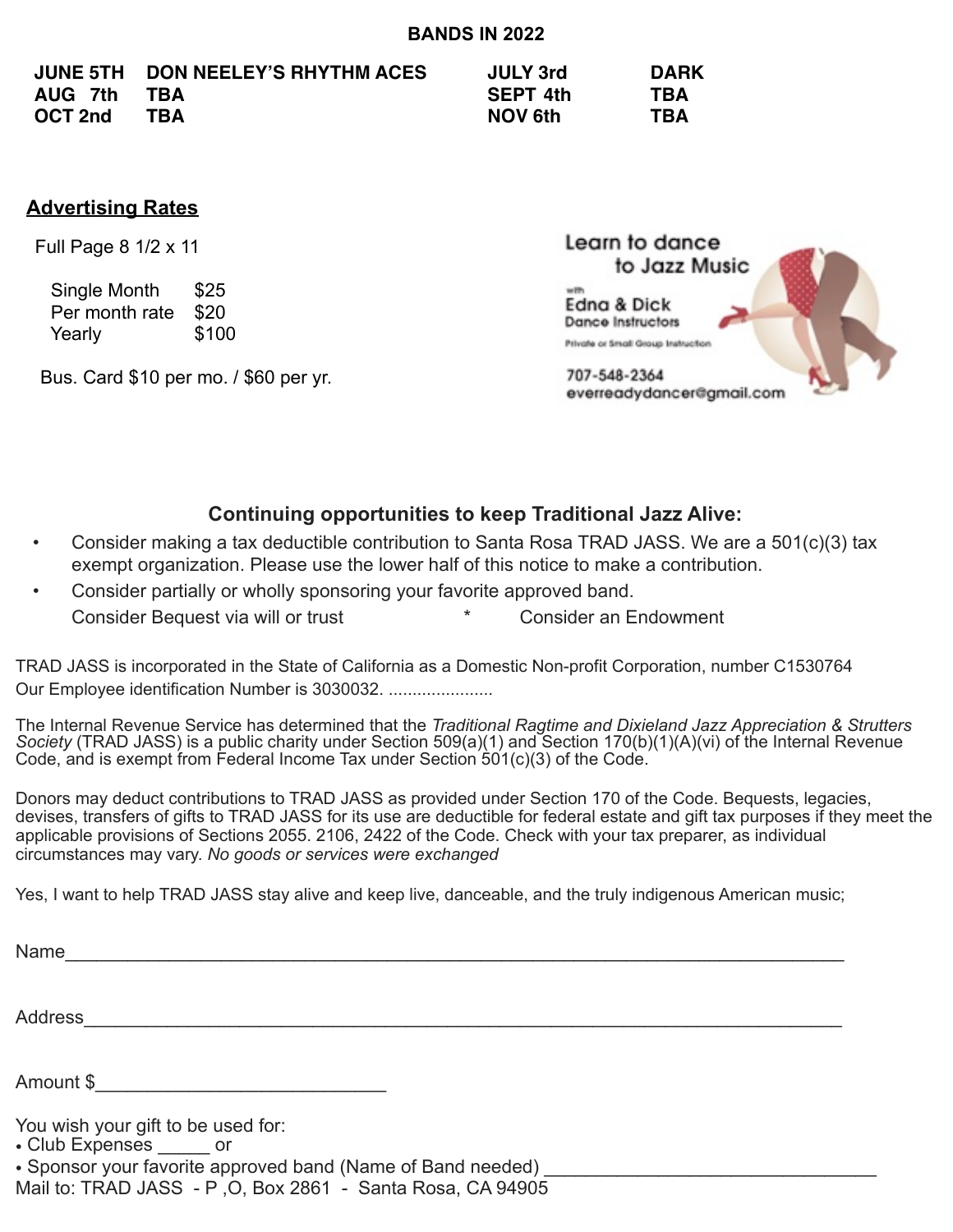## BANDS IN 2022

| | | | |
|---|---|---|---|
| **JUNE 5TH** | **DON NEELEY'S RHYTHM ACES** | **JULY 3rd** | **DARK** |
| **AUG 7th** | **TBA** | **SEPT 4th** | **TBA** |
| **OCT 2nd** | **TBA** | **NOV 6th** | **TBA** |

### Advertising Rates

Full Page 8 1/2 x 11

| | |
|---|---|
| Single Month | $25 |
| Per month rate | $20 |
| Yearly | $100 |

Bus. Card $10 per mo. / $60 per yr.

Learn to dance to Jazz Music

with Edna & Dick Dance Instructors

Private or Small Group Instruction

707-548-2364
everreadydancer@gmail.com

### Continuing opportunities to keep Traditional Jazz Alive:

- Consider making a tax deductible contribution to Santa Rosa TRAD JASS. We are a 501(c)(3) tax exempt organization. Please use the lower half of this notice to make a contribution.
- Consider partially or wholly sponsoring your favorite approved band.
  Consider Bequest via will or trust * Consider an Endowment

TRAD JASS is incorporated in the State of California as a Domestic Non-profit Corporation, number C1530764
Our Employee identification Number is 3030032. ......................

The Internal Revenue Service has determined that the *Traditional Ragtime and Dixieland Jazz Appreciation & Strutters Society* (TRAD JASS) is a public charity under Section 509(a)(1) and Section 170(b)(1)(A)(vi) of the Internal Revenue Code, and is exempt from Federal Income Tax under Section 501(c)(3) of the Code.

Donors may deduct contributions to TRAD JASS as provided under Section 170 of the Code. Bequests, legacies, devises, transfers of gifts to TRAD JASS for its use are deductible for federal estate and gift tax purposes if they meet the applicable provisions of Sections 2055. 2106, 2422 of the Code. Check with your tax preparer, as individual circumstances may vary. *No goods or services were exchanged*

Yes, I want to help TRAD JASS stay alive and keep live, danceable, and the truly indigenous American music;

Name_______________________________________________________________________________

Address_____________________________________________________________________________

Amount $___________________________

You wish your gift to be used for:
- Club Expenses _____ or
- Sponsor your favorite approved band (Name of Band needed) _______________________________

Mail to: TRAD JASS - P ,O, Box 2861 - Santa Rosa, CA 94905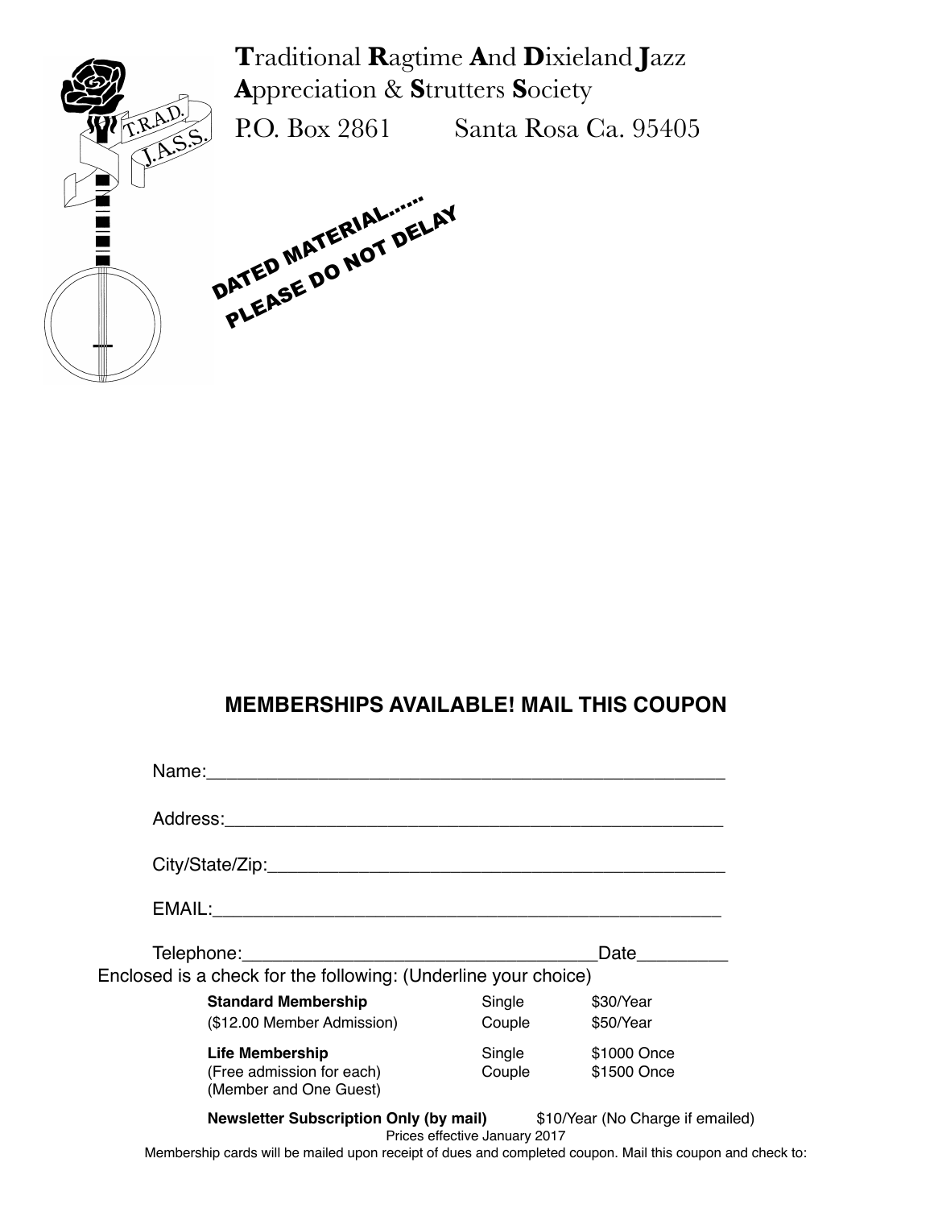**T**raditional **R**agtime **A**nd **D**ixieland **J**azz
**A**ppreciation & **S**trutters **S**ociety
P.O. Box 2861 Santa Rosa Ca. 95405

T.R.A.D. J.A.S.S.

DATED MATERIAL.....
PLEASE DO NOT DELAY

## MEMBERSHIPS AVAILABLE! MAIL THIS COUPON

Name:___________________________________________________

Address:_________________________________________________

City/State/Zip:_____________________________________________

EMAIL:___________________________________________________

Telephone:__________________________________Date_________

Enclosed is a check for the following: (Underline your choice)

| | | |
|---|---|---|
| **Standard Membership** | Single | $30/Year |
| ($12.00 Member Admission) | Couple | $50/Year |
| **Life Membership** | Single | $1000 Once |
| (Free admission for each) (Member and One Guest) | Couple | $1500 Once |

**Newsletter Subscription Only (by mail)** $10/Year (No Charge if emailed)

Prices effective January 2017

Membership cards will be mailed upon receipt of dues and completed coupon. Mail this coupon and check to: